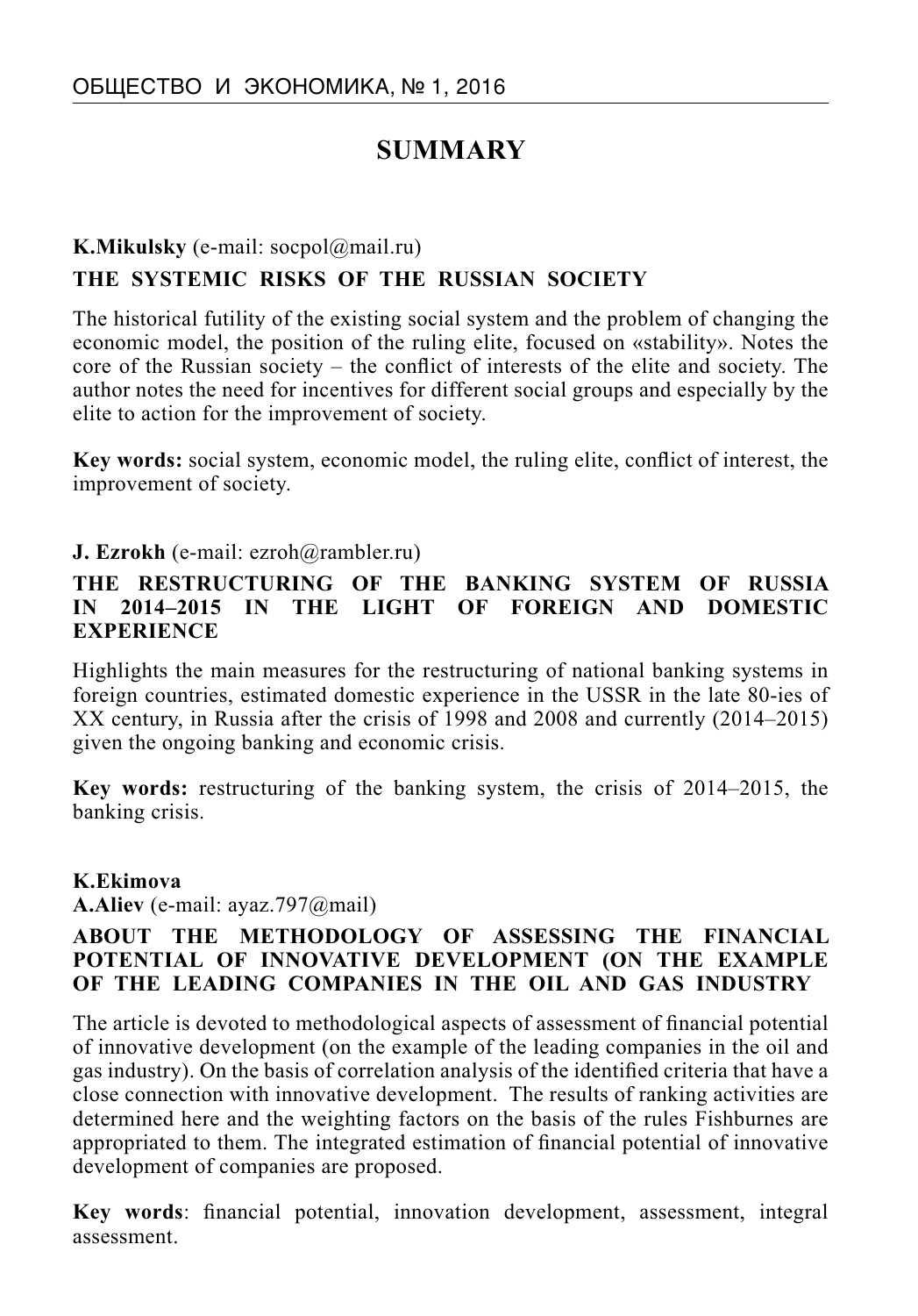# SUMMARY

**K.Mikulsky** (e-mail: socpol@mail.ru)

**THE SYSTEMIC RISKS OF THE RUSSIAN SOCIETY**

The historical futility of the existing social system and the problem of changing the economic model, the position of the ruling elite, focused on «stability». Notes the core of the Russian society – the conflict of interests of the elite and society. The author notes the need for incentives for different social groups and especially by the elite to action for the improvement of society.

**Key words:** social system, economic model, the ruling elite, conflict of interest, the improvement of society.

**J. Ezrokh** (e-mail: ezroh@rambler.ru)

**THE RESTRUCTURING OF THE BANKING SYSTEM OF RUSSIA IN 2014–2015 IN THE LIGHT OF FOREIGN AND DOMESTIC EXPERIENCE**

Highlights the main measures for the restructuring of national banking systems in foreign countries, estimated domestic experience in the USSR in the late 80-ies of XX century, in Russia after the crisis of 1998 and 2008 and currently (2014–2015) given the ongoing banking and economic crisis.

**Key words:** restructuring of the banking system, the crisis of 2014–2015, the banking crisis.

**K.Ekimova**
**A.Aliev** (e-mail: ayaz.797@mail)

**ABOUT THE METHODOLOGY OF ASSESSING THE FINANCIAL POTENTIAL OF INNOVATIVE DEVELOPMENT (ON THE EXAMPLE OF THE LEADING COMPANIES IN THE OIL AND GAS INDUSTRY**

The article is devoted to methodological aspects of assessment of financial potential of innovative development (on the example of the leading companies in the oil and gas industry). On the basis of correlation analysis of the identified criteria that have a close connection with innovative development. The results of ranking activities are determined here and the weighting factors on the basis of the rules Fishburnes are appropriated to them. The integrated estimation of financial potential of innovative development of companies are proposed.

**Key words**: financial potential, innovation development, assessment, integral assessment.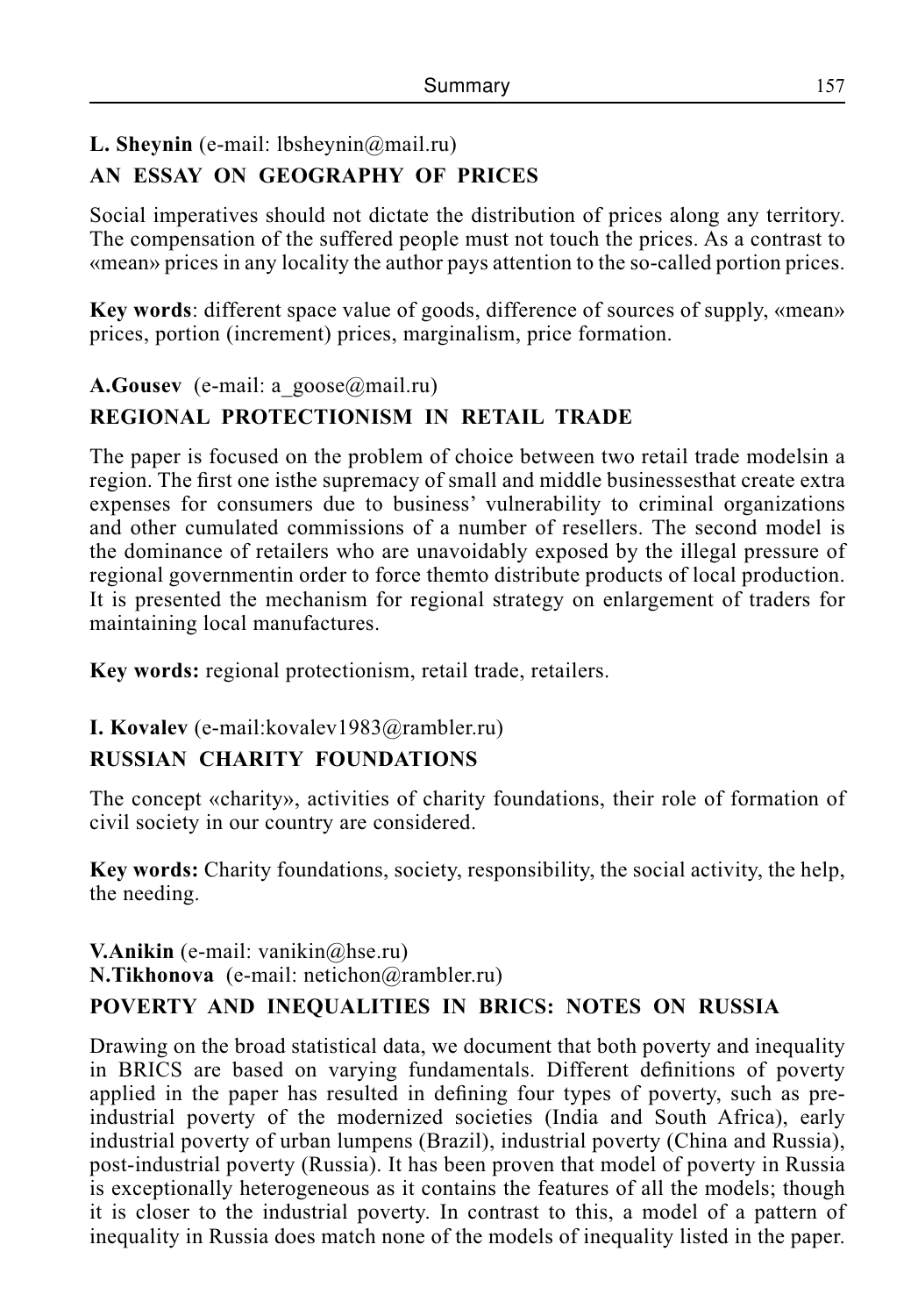**L. Sheynin** (e-mail: lbsheynin@mail.ru)

**AN ESSAY ON GEOGRAPHY OF PRICES**

Social imperatives should not dictate the distribution of prices along any territory. The compensation of the suffered people must not touch the prices. As a contrast to «mean» prices in any locality the author pays attention to the so-called portion prices.

**Key words**: different space value of goods, difference of sources of supply, «mean» prices, portion (increment) prices, marginalism, price formation.

**A.Gousev** (e-mail: a_goose@mail.ru)

**REGIONAL PROTECTIONISM IN RETAIL TRADE**

The paper is focused on the problem of choice between two retail trade modelsin a region. The first one isthe supremacy of small and middle businessesthat create extra expenses for consumers due to business' vulnerability to criminal organizations and other cumulated commissions of a number of resellers. The second model is the dominance of retailers who are unavoidably exposed by the illegal pressure of regional governmentin order to force themto distribute products of local production. It is presented the mechanism for regional strategy on enlargement of traders for maintaining local manufactures.

**Key words:** regional protectionism, retail trade, retailers.

**I. Kovalev** (e-mail:kovalev1983@rambler.ru)

**RUSSIAN CHARITY FOUNDATIONS**

The concept «charity», activities of charity foundations, their role of formation of civil society in our country are considered.

**Key words:** Charity foundations, society, responsibility, the social activity, the help, the needing.

**V.Anikin** (e-mail: vanikin@hse.ru)
**N.Tikhonova** (e-mail: netichon@rambler.ru)

**POVERTY AND INEQUALITIES IN BRICS: NOTES ON RUSSIA**

Drawing on the broad statistical data, we document that both poverty and inequality in BRICS are based on varying fundamentals. Different definitions of poverty applied in the paper has resulted in defining four types of poverty, such as pre-industrial poverty of the modernized societies (India and South Africa), early industrial poverty of urban lumpens (Brazil), industrial poverty (China and Russia), post-industrial poverty (Russia). It has been proven that model of poverty in Russia is exceptionally heterogeneous as it contains the features of all the models; though it is closer to the industrial poverty. In contrast to this, a model of a pattern of inequality in Russia does match none of the models of inequality listed in the paper.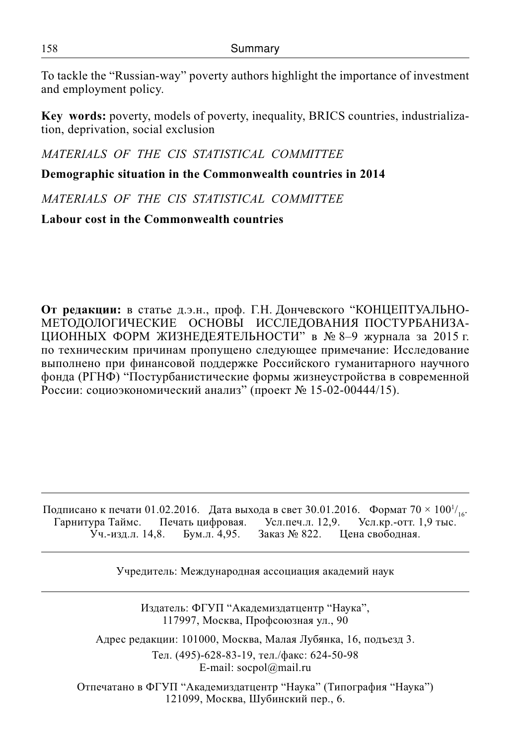To tackle the "Russian-way" poverty authors highlight the importance of investment and employment policy.

**Key words:** poverty, models of poverty, inequality, BRICS countries, industrialization, deprivation, social exclusion

*MATERIALS OF THE CIS STATISTICAL COMMITTEE*

**Demographic situation in the Commonwealth countries in 2014**

*MATERIALS OF THE CIS STATISTICAL COMMITTEE*

**Labour cost in the Commonwealth countries**

**От редакции:** в статье д.э.н., проф. Г.Н. Дончевского "КОНЦЕПТУАЛЬНО-МЕТОДОЛОГИЧЕСКИЕ ОСНОВЫ ИССЛЕДОВАНИЯ ПОСТУРБАНИЗАЦИОННЫХ ФОРМ ЖИЗНЕДЕЯТЕЛЬНОСТИ" в № 8–9 журнала за 2015 г. по техническим причинам пропущено следующее примечание: Исследование выполнено при финансовой поддержке Российского гуманитарного научного фонда (РГНФ) "Постурбанистические формы жизнеустройства в современной России: социоэкономический анализ" (проект № 15-02-00444/15).

---

Подписано к печати 01.02.2016. Дата выхода в свет 30.01.2016. Формат $70 \times 100^{1}/_{16}$.
Гарнитура Таймс. Печать цифровая. Усл.печ.л. 12,9. Усл.кр.-отт. 1,9 тыс.
Уч.-изд.л. 14,8. Бум.л. 4,95. Заказ № 822. Цена свободная.

---

Учредитель: Международная ассоциация академий наук

---

Издатель: ФГУП "Академиздатцентр "Наука",
117997, Москва, Профсоюзная ул., 90

Адрес редакции: 101000, Москва, Малая Лубянка, 16, подъезд 3.

Тел. (495)-628-83-19, тел./факс: 624-50-98
E-mail: socpol@mail.ru

Отпечатано в ФГУП "Академиздатцентр "Наука" (Типография "Наука")
121099, Москва, Шубинский пер., 6.